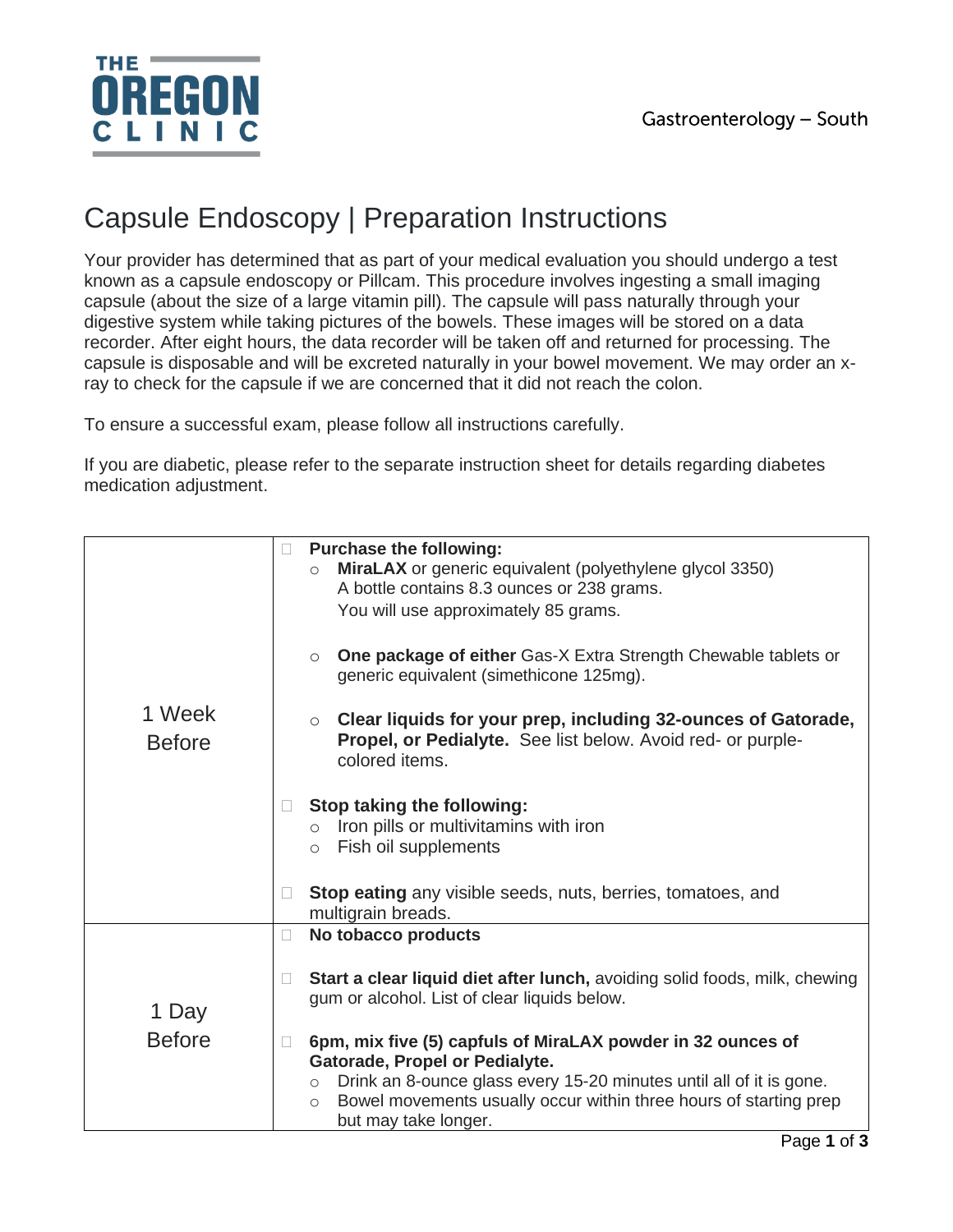THE OREGON CLINIC

Gastroenterology – South

# Capsule Endoscopy | Preparation Instructions

Your provider has determined that as part of your medical evaluation you should undergo a test known as a capsule endoscopy or Pillcam. This procedure involves ingesting a small imaging capsule (about the size of a large vitamin pill). The capsule will pass naturally through your digestive system while taking pictures of the bowels. These images will be stored on a data recorder. After eight hours, the data recorder will be taken off and returned for processing. The capsule is disposable and will be excreted naturally in your bowel movement. We may order an x-ray to check for the capsule if we are concerned that it did not reach the colon.

To ensure a successful exam, please follow all instructions carefully.

If you are diabetic, please refer to the separate instruction sheet for details regarding diabetes medication adjustment.

| | |
|---|---|
| 1 Week Before | ☐ **Purchase the following:**<br>○ **MiraLAX** or generic equivalent (polyethylene glycol 3350) A bottle contains 8.3 ounces or 238 grams. You will use approximately 85 grams.<br>○ **One package of either** Gas-X Extra Strength Chewable tablets or generic equivalent (simethicone 125mg).<br>○ **Clear liquids for your prep, including 32-ounces of Gatorade, Propel, or Pedialyte.** See list below. Avoid red- or purple-colored items.<br><br>☐ **Stop taking the following:**<br>○ Iron pills or multivitamins with iron<br>○ Fish oil supplements<br><br>☐ **Stop eating** any visible seeds, nuts, berries, tomatoes, and multigrain breads. |
| 1 Day Before | ☐ **No tobacco products**<br><br>☐ **Start a clear liquid diet after lunch,** avoiding solid foods, milk, chewing gum or alcohol. List of clear liquids below.<br><br>☐ **6pm, mix five (5) capfuls of MiraLAX powder in 32 ounces of Gatorade, Propel or Pedialyte.**<br>○ Drink an 8-ounce glass every 15-20 minutes until all of it is gone.<br>○ Bowel movements usually occur within three hours of starting prep but may take longer. |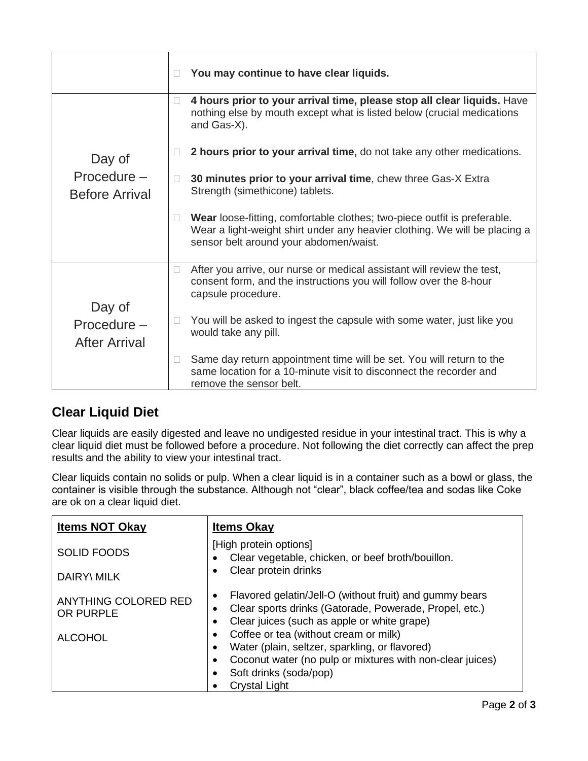| | |
|---|---|
| | ☐ **You may continue to have clear liquids.** |
| Day of Procedure – Before Arrival | ☐ **4 hours prior to your arrival time, please stop all clear liquids.** Have nothing else by mouth except what is listed below (crucial medications and Gas-X).<br><br>☐ **2 hours prior to your arrival time,** do not take any other medications.<br><br>☐ **30 minutes prior to your arrival time**, chew three Gas-X Extra Strength (simethicone) tablets.<br><br>☐ **Wear** loose-fitting, comfortable clothes; two-piece outfit is preferable. Wear a light-weight shirt under any heavier clothing. We will be placing a sensor belt around your abdomen/waist. |
| Day of Procedure – After Arrival | ☐ After you arrive, our nurse or medical assistant will review the test, consent form, and the instructions you will follow over the 8-hour capsule procedure.<br><br>☐ You will be asked to ingest the capsule with some water, just like you would take any pill.<br><br>☐ Same day return appointment time will be set. You will return to the same location for a 10-minute visit to disconnect the recorder and remove the sensor belt. |

## Clear Liquid Diet

Clear liquids are easily digested and leave no undigested residue in your intestinal tract. This is why a clear liquid diet must be followed before a procedure. Not following the diet correctly can affect the prep results and the ability to view your intestinal tract.

Clear liquids contain no solids or pulp. When a clear liquid is in a container such as a bowl or glass, the container is visible through the substance. Although not "clear", black coffee/tea and sodas like Coke are ok on a clear liquid diet.

| **Items NOT Okay** | **Items Okay** |
|---|---|
| SOLID FOODS<br><br>DAIRY\ MILK<br><br>ANYTHING COLORED RED OR PURPLE<br><br>ALCOHOL | [High protein options]<br>• Clear vegetable, chicken, or beef broth/bouillon.<br>• Clear protein drinks<br><br>• Flavored gelatin/Jell-O (without fruit) and gummy bears<br>• Clear sports drinks (Gatorade, Powerade, Propel, etc.)<br>• Clear juices (such as apple or white grape)<br>• Coffee or tea (without cream or milk)<br>• Water (plain, seltzer, sparkling, or flavored)<br>• Coconut water (no pulp or mixtures with non-clear juices)<br>• Soft drinks (soda/pop)<br>• Crystal Light |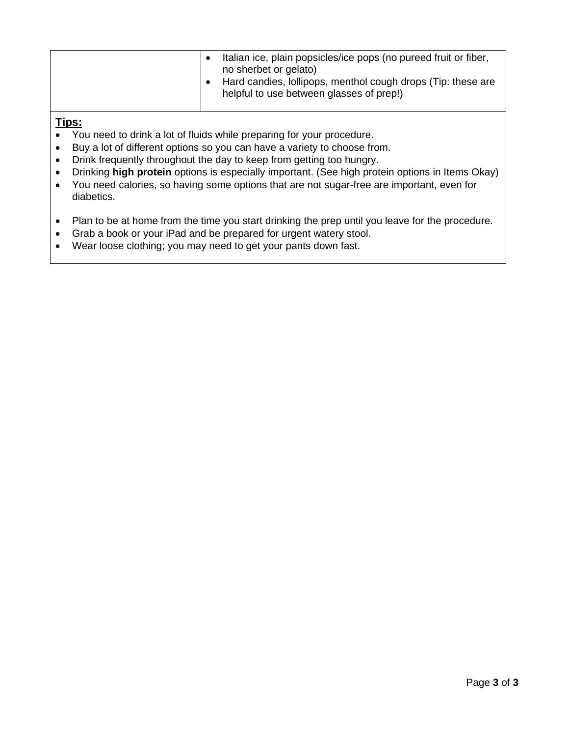| | |
|---|---|
| | • Italian ice, plain popsicles/ice pops (no pureed fruit or fiber, no sherbet or gelato)<br>• Hard candies, lollipops, menthol cough drops (Tip: these are helpful to use between glasses of prep!) |

**Tips:**

- You need to drink a lot of fluids while preparing for your procedure.
- Buy a lot of different options so you can have a variety to choose from.
- Drink frequently throughout the day to keep from getting too hungry.
- Drinking **high protein** options is especially important. (See high protein options in Items Okay)
- You need calories, so having some options that are not sugar-free are important, even for diabetics.

- Plan to be at home from the time you start drinking the prep until you leave for the procedure.
- Grab a book or your iPad and be prepared for urgent watery stool.
- Wear loose clothing; you may need to get your pants down fast.